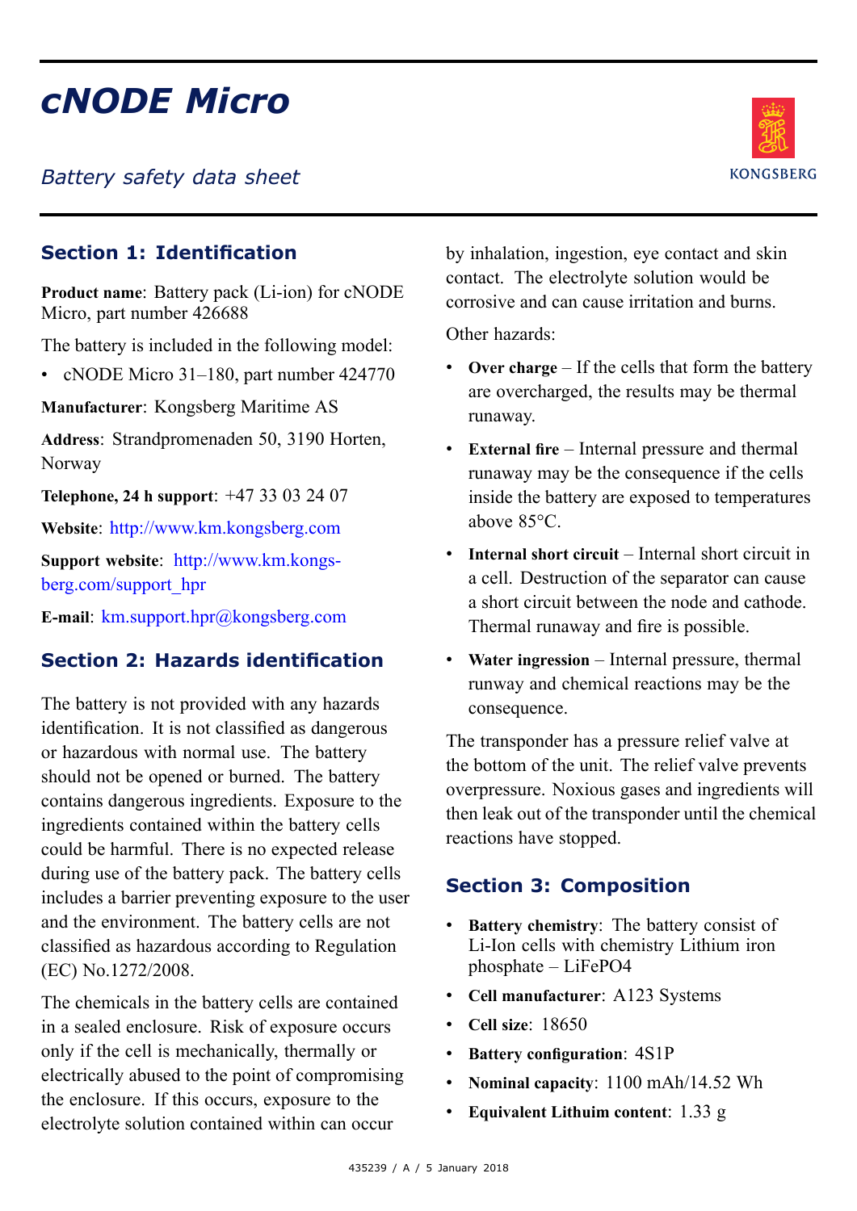# cNODE Micro

*Battery safety data sheet*

## Section 1: Identification

**Product name**: Battery pack (Li-ion) for cNODE Micro, part number 426688

The battery is included in the following model:

- cNODE Micro 31–180, part number 424770

**Manufacturer**: Kongsberg Maritime AS

**Address**: Strandpromenaden 50, 3190 Horten, Norway

**Telephone, 24 h support**: +47 33 03 24 07

**Website**: http://www.km.kongsberg.com

**Support website**: http://www.km.kongsberg.com/support_hpr

**E-mail**: km.support.hpr@kongsberg.com

## Section 2: Hazards identification

The battery is not provided with any hazards identification. It is not classified as dangerous or hazardous with normal use. The battery should not be opened or burned. The battery contains dangerous ingredients. Exposure to the ingredients contained within the battery cells could be harmful. There is no expected release during use of the battery pack. The battery cells includes a barrier preventing exposure to the user and the environment. The battery cells are not classified as hazardous according to Regulation (EC) No.1272/2008.

The chemicals in the battery cells are contained in a sealed enclosure. Risk of exposure occurs only if the cell is mechanically, thermally or electrically abused to the point of compromising the enclosure. If this occurs, exposure to the electrolyte solution contained within can occur by inhalation, ingestion, eye contact and skin contact. The electrolyte solution would be corrosive and can cause irritation and burns.

Other hazards:

- **Over charge** – If the cells that form the battery are overcharged, the results may be thermal runaway.
- **External fire** – Internal pressure and thermal runaway may be the consequence if the cells inside the battery are exposed to temperatures above 85°C.
- **Internal short circuit** – Internal short circuit in a cell. Destruction of the separator can cause a short circuit between the node and cathode. Thermal runaway and fire is possible.
- **Water ingression** – Internal pressure, thermal runaway and chemical reactions may be the consequence.

The transponder has a pressure relief valve at the bottom of the unit. The relief valve prevents overpressure. Noxious gases and ingredients will then leak out of the transponder until the chemical reactions have stopped.

## Section 3: Composition

- **Battery chemistry**: The battery consist of Li-Ion cells with chemistry Lithium iron phosphate – $LiFePO_4$
- **Cell manufacturer**: A123 Systems
- **Cell size**: 18650
- **Battery configuration**: 4S1P
- **Nominal capacity**: 1100 mAh/14.52 Wh
- **Equivalent Lithium content**: 1.33 g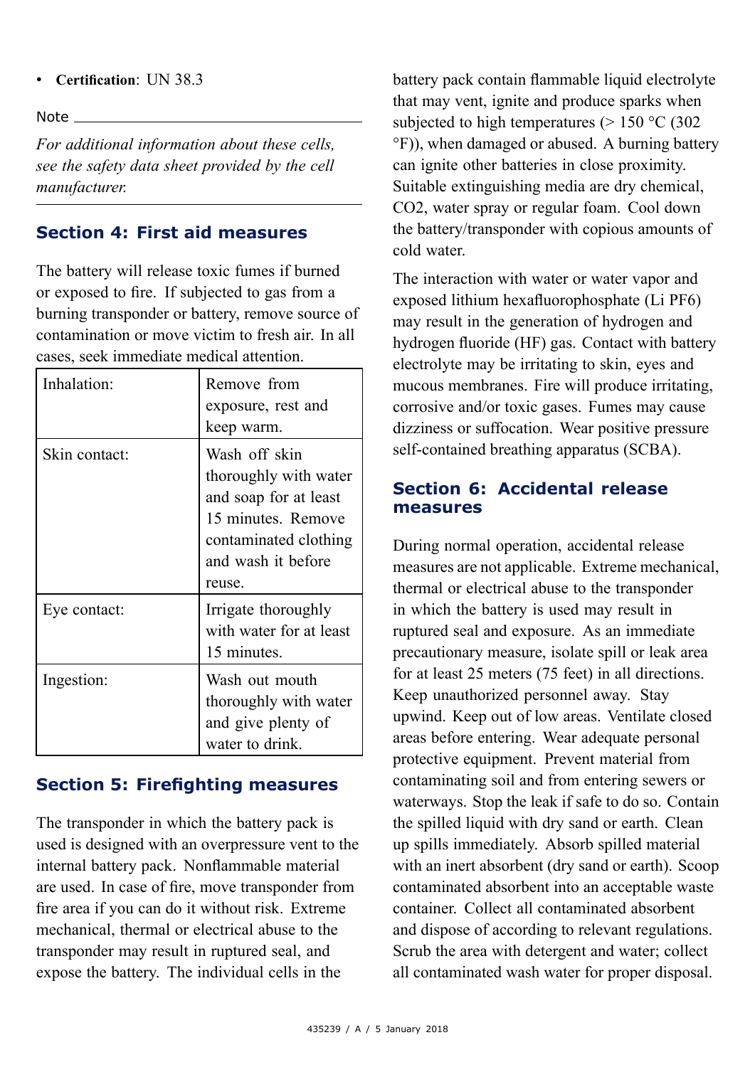- **Certification**: UN 38.3

Note

*For additional information about these cells, see the safety data sheet provided by the cell manufacturer.*

## Section 4: First aid measures

The battery will release toxic fumes if burned or exposed to fire. If subjected to gas from a burning transponder or battery, remove source of contamination or move victim to fresh air. In all cases, seek immediate medical attention.

| | |
|---|---|
| Inhalation: | Remove from exposure, rest and keep warm. |
| Skin contact: | Wash off skin thoroughly with water and soap for at least 15 minutes. Remove contaminated clothing and wash it before reuse. |
| Eye contact: | Irrigate thoroughly with water for at least 15 minutes. |
| Ingestion: | Wash out mouth thoroughly with water and give plenty of water to drink. |

## Section 5: Firefighting measures

The transponder in which the battery pack is used is designed with an overpressure vent to the internal battery pack. Nonflammable material are used. In case of fire, move transponder from fire area if you can do it without risk. Extreme mechanical, thermal or electrical abuse to the transponder may result in ruptured seal, and expose the battery. The individual cells in the battery pack contain flammable liquid electrolyte that may vent, ignite and produce sparks when subjected to high temperatures (> 150 °C (302 °F)), when damaged or abused. A burning battery can ignite other batteries in close proximity. Suitable extinguishing media are dry chemical, $CO_2$, water spray or regular foam. Cool down the battery/transponder with copious amounts of cold water.

The interaction with water or water vapor and exposed lithium hexafluorophosphate (Li $PF_6$) may result in the generation of hydrogen and hydrogen fluoride (HF) gas. Contact with battery electrolyte may be irritating to skin, eyes and mucous membranes. Fire will produce irritating, corrosive and/or toxic gases. Fumes may cause dizziness or suffocation. Wear positive pressure self-contained breathing apparatus (SCBA).

## Section 6: Accidental release measures

During normal operation, accidental release measures are not applicable. Extreme mechanical, thermal or electrical abuse to the transponder in which the battery is used may result in ruptured seal and exposure. As an immediate precautionary measure, isolate spill or leak area for at least 25 meters (75 feet) in all directions. Keep unauthorized personnel away. Stay upwind. Keep out of low areas. Ventilate closed areas before entering. Wear adequate personal protective equipment. Prevent material from contaminating soil and from entering sewers or waterways. Stop the leak if safe to do so. Contain the spilled liquid with dry sand or earth. Clean up spills immediately. Absorb spilled material with an inert absorbent (dry sand or earth). Scoop contaminated absorbent into an acceptable waste container. Collect all contaminated absorbent and dispose of according to relevant regulations. Scrub the area with detergent and water; collect all contaminated wash water for proper disposal.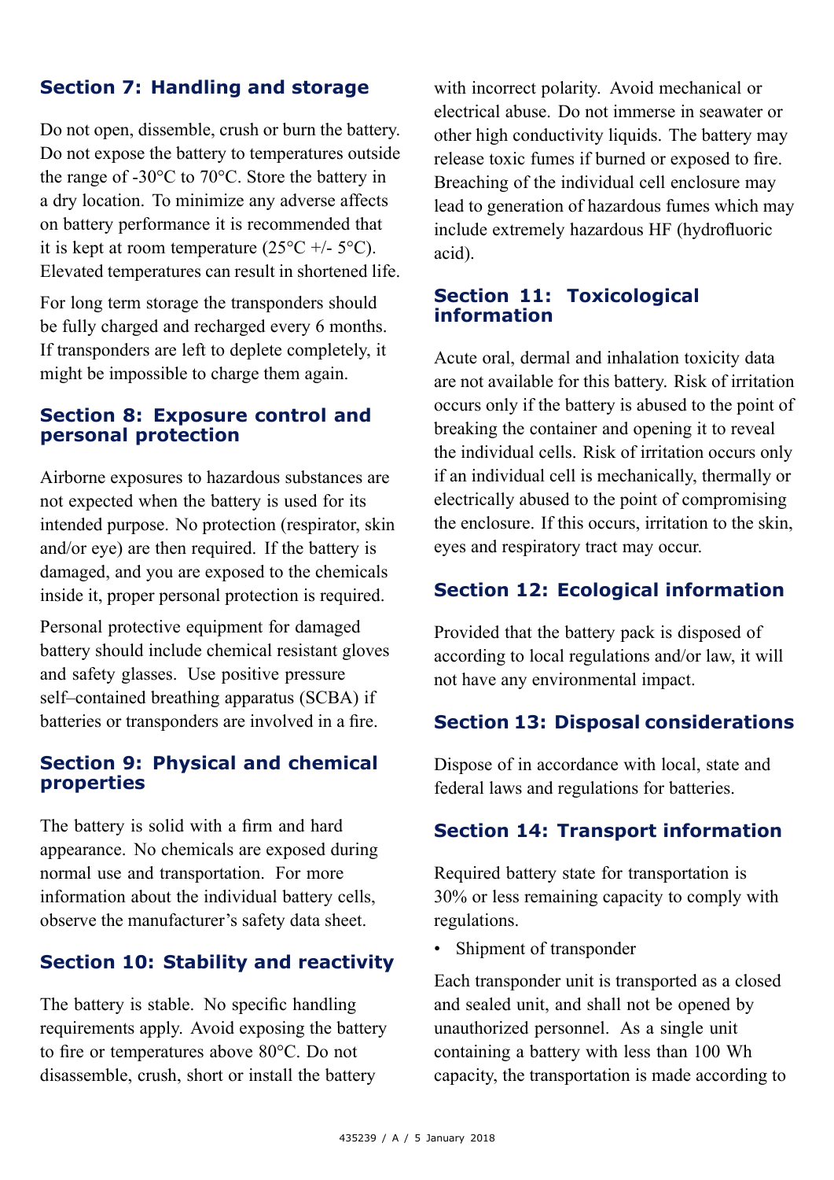## Section 7: Handling and storage

Do not open, dissemble, crush or burn the battery. Do not expose the battery to temperatures outside the range of -30°C to 70°C. Store the battery in a dry location. To minimize any adverse affects on battery performance it is recommended that it is kept at room temperature (25°C +/- 5°C). Elevated temperatures can result in shortened life.

For long term storage the transponders should be fully charged and recharged every 6 months. If transponders are left to deplete completely, it might be impossible to charge them again.

## Section 8: Exposure control and personal protection

Airborne exposures to hazardous substances are not expected when the battery is used for its intended purpose. No protection (respirator, skin and/or eye) are then required. If the battery is damaged, and you are exposed to the chemicals inside it, proper personal protection is required.

Personal protective equipment for damaged battery should include chemical resistant gloves and safety glasses. Use positive pressure self–contained breathing apparatus (SCBA) if batteries or transponders are involved in a fire.

## Section 9: Physical and chemical properties

The battery is solid with a firm and hard appearance. No chemicals are exposed during normal use and transportation. For more information about the individual battery cells, observe the manufacturer's safety data sheet.

## Section 10: Stability and reactivity

The battery is stable. No specific handling requirements apply. Avoid exposing the battery to fire or temperatures above 80°C. Do not disassemble, crush, short or install the battery with incorrect polarity. Avoid mechanical or electrical abuse. Do not immerse in seawater or other high conductivity liquids. The battery may release toxic fumes if burned or exposed to fire. Breaching of the individual cell enclosure may lead to generation of hazardous fumes which may include extremely hazardous HF (hydrofluoric acid).

## Section 11: Toxicological information

Acute oral, dermal and inhalation toxicity data are not available for this battery. Risk of irritation occurs only if the battery is abused to the point of breaking the container and opening it to reveal the individual cells. Risk of irritation occurs only if an individual cell is mechanically, thermally or electrically abused to the point of compromising the enclosure. If this occurs, irritation to the skin, eyes and respiratory tract may occur.

## Section 12: Ecological information

Provided that the battery pack is disposed of according to local regulations and/or law, it will not have any environmental impact.

## Section 13: Disposal considerations

Dispose of in accordance with local, state and federal laws and regulations for batteries.

## Section 14: Transport information

Required battery state for transportation is 30% or less remaining capacity to comply with regulations.

- Shipment of transponder

Each transponder unit is transported as a closed and sealed unit, and shall not be opened by unauthorized personnel. As a single unit containing a battery with less than 100 Wh capacity, the transportation is made according to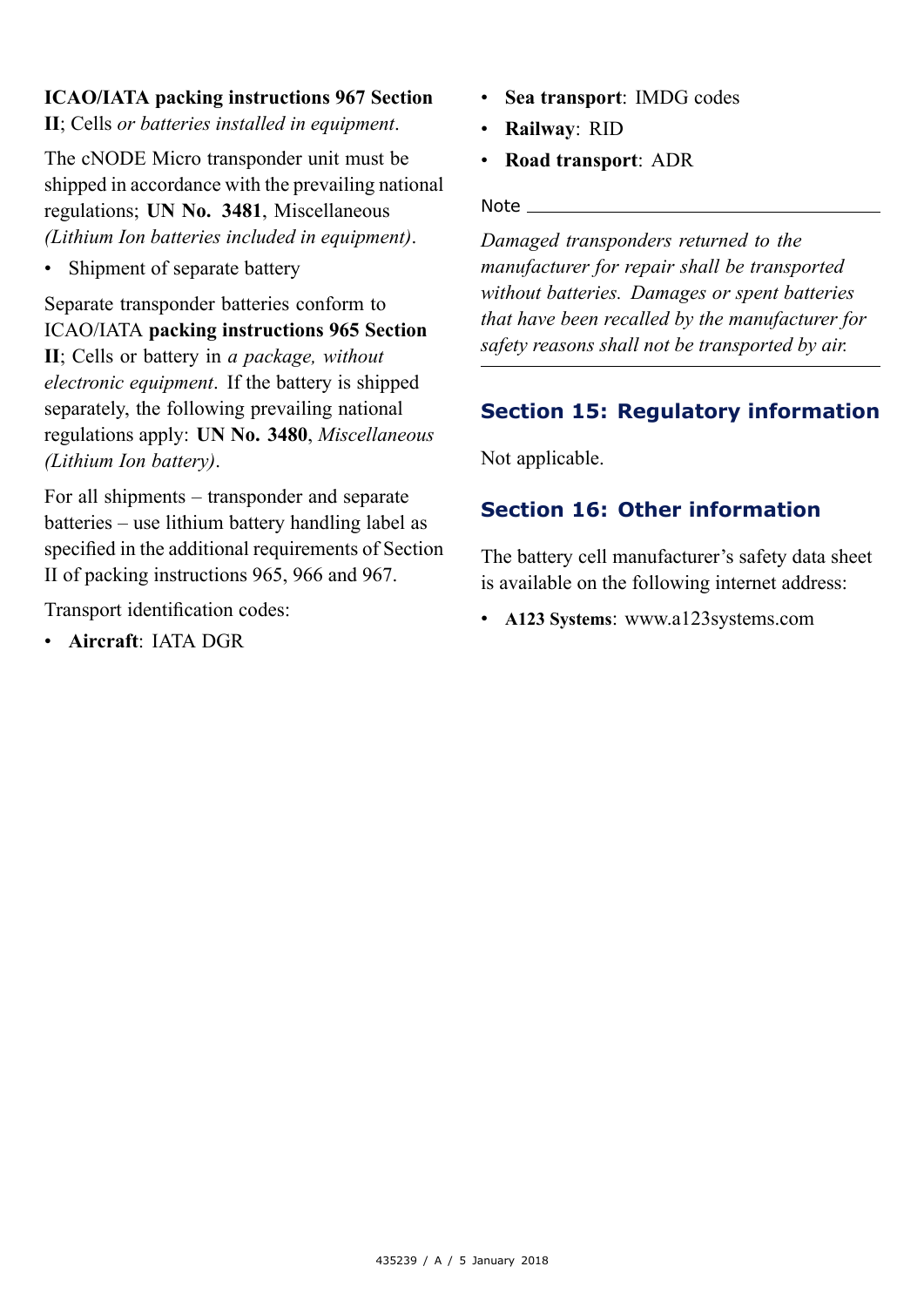**ICAO/IATA packing instructions 967 Section II**; Cells *or batteries installed in equipment*.

The cNODE Micro transponder unit must be shipped in accordance with the prevailing national regulations; **UN No. 3481**, Miscellaneous *(Lithium Ion batteries included in equipment)*.

- Shipment of separate battery

Separate transponder batteries conform to ICAO/IATA **packing instructions 965 Section II**; Cells or battery in *a package, without electronic equipment*. If the battery is shipped separately, the following prevailing national regulations apply: **UN No. 3480**, *Miscellaneous (Lithium Ion battery)*.

For all shipments – transponder and separate batteries – use lithium battery handling label as specified in the additional requirements of Section II of packing instructions 965, 966 and 967.

Transport identification codes:

- **Aircraft**: IATA DGR
- **Sea transport**: IMDG codes
- **Railway**: RID
- **Road transport**: ADR

Note

*Damaged transponders returned to the manufacturer for repair shall be transported without batteries. Damages or spent batteries that have been recalled by the manufacturer for safety reasons shall not be transported by air.*

## Section 15: Regulatory information

Not applicable.

## Section 16: Other information

The battery cell manufacturer's safety data sheet is available on the following internet address:

- **A123 Systems**: www.a123systems.com